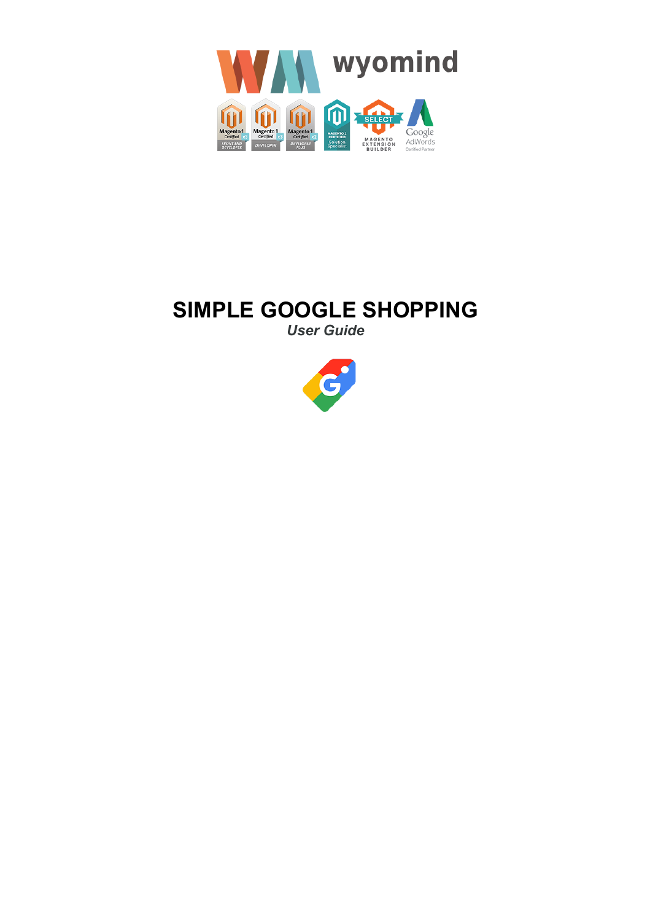# SIMPLE GOOGLE SHOPPING

*User Guide*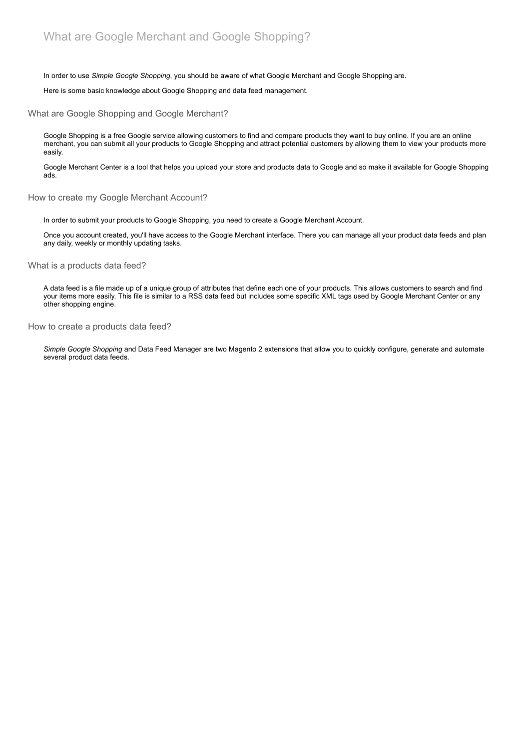# What are Google Merchant and Google Shopping?

In order to use *Simple Google Shopping*, you should be aware of what Google Merchant and Google Shopping are.

Here is some basic knowledge about Google Shopping and data feed management.

## What are Google Shopping and Google Merchant?

Google Shopping is a free Google service allowing customers to find and compare products they want to buy online. If you are an online merchant, you can submit all your products to Google Shopping and attract potential customers by allowing them to view your products more easily.

Google Merchant Center is a tool that helps you upload your store and products data to Google and so make it available for Google Shopping ads.

## How to create my Google Merchant Account?

In order to submit your products to Google Shopping, you need to create a Google Merchant Account.

Once you account created, you'll have access to the Google Merchant interface. There you can manage all your product data feeds and plan any daily, weekly or monthly updating tasks.

## What is a products data feed?

A data feed is a file made up of a unique group of attributes that define each one of your products. This allows customers to search and find your items more easily. This file is similar to a RSS data feed but includes some specific XML tags used by Google Merchant Center or any other shopping engine.

## How to create a products data feed?

*Simple Google Shopping* and Data Feed Manager are two Magento 2 extensions that allow you to quickly configure, generate and automate several product data feeds.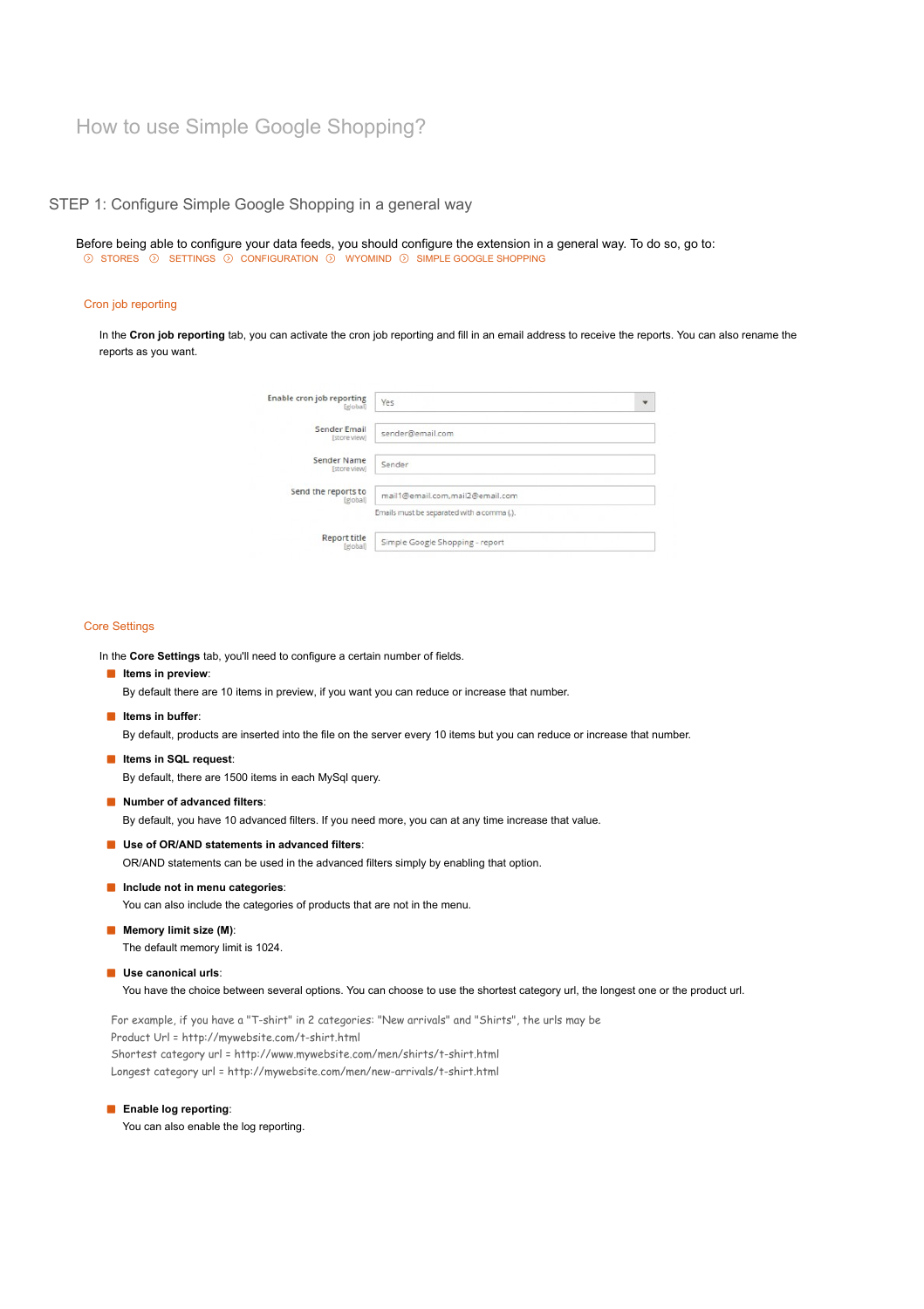# How to use Simple Google Shopping?

## STEP 1: Configure Simple Google Shopping in a general way

Before being able to configure your data feeds, you should configure the extension in a general way. To do so, go to:
STORES ⟩ SETTINGS ⟩ CONFIGURATION ⟩ WYOMIND ⟩ SIMPLE GOOGLE SHOPPING

### Cron job reporting

In the **Cron job reporting** tab, you can activate the cron job reporting and fill in an email address to receive the reports. You can also rename the reports as you want.

| Field | Value |
| --- | --- |
| Enable cron job reporting [global] | Yes |
| Sender Email [store view] | sender@email.com |
| Sender Name [store view] | Sender |
| Send the reports to [global] | mail1@email.com,mail2@email.com<br>Emails must be separated with a comma (,). |
| Report title [global] | Simple Google Shopping - report |

### Core Settings

In the **Core Settings** tab, you'll need to configure a certain number of fields.

- **Items in preview**:
  By default there are 10 items in preview, if you want you can reduce or increase that number.
- **Items in buffer**:
  By default, products are inserted into the file on the server every 10 items but you can reduce or increase that number.
- **Items in SQL request**:
  By default, there are 1500 items in each MySql query.
- **Number of advanced filters**:
  By default, you have 10 advanced filters. If you need more, you can at any time increase that value.
- **Use of OR/AND statements in advanced filters**:
  OR/AND statements can be used in the advanced filters simply by enabling that option.
- **Include not in menu categories**:
  You can also include the categories of products that are not in the menu.
- **Memory limit size (M)**:
  The default memory limit is 1024.
- **Use canonical urls**:
  You have the choice between several options. You can choose to use the shortest category url, the longest one or the product url.

  For example, if you have a "T-shirt" in 2 categories: "New arrivals" and "Shirts", the urls may be
  Product Url = http://mywebsite.com/t-shirt.html
  Shortest category url = http://www.mywebsite.com/men/shirts/t-shirt.html
  Longest category url = http://mywebsite.com/men/new-arrivals/t-shirt.html

- **Enable log reporting**:
  You can also enable the log reporting.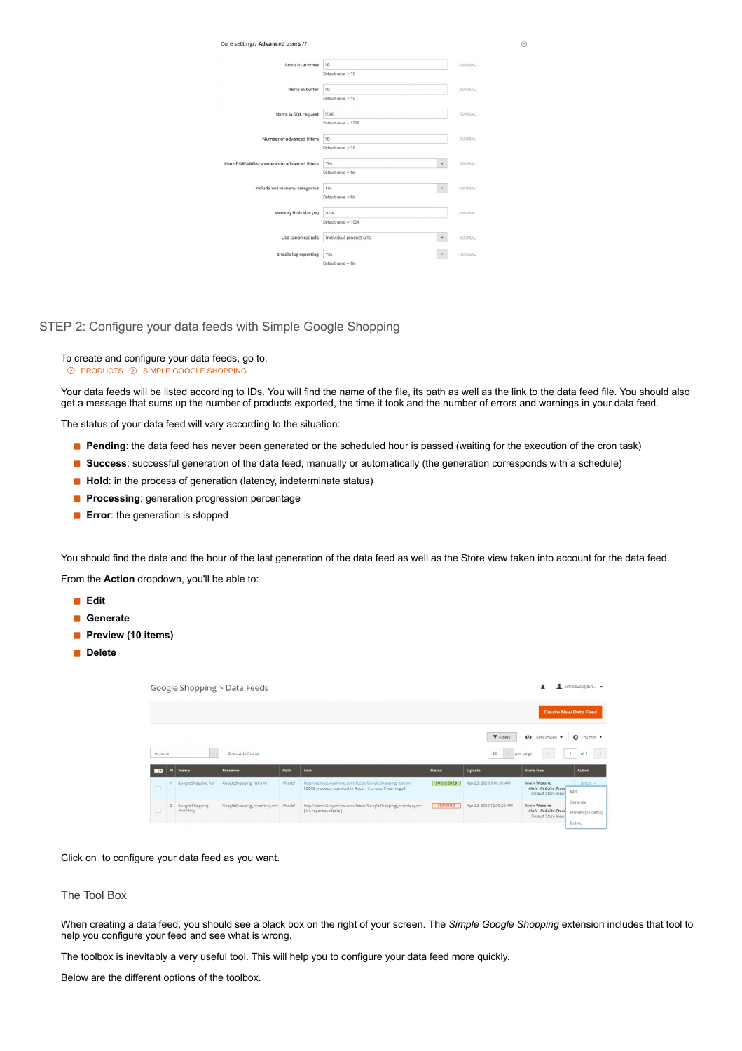Core setting// Advanced users //

| | | |
|---|---|---|
| Items in preview | 10<br>Default value -> 10 | [GLOBAL] |
| Items in buffer | 10<br>Default value -> 10 | [GLOBAL] |
| Items in SQL request | 1500<br>Default value -> 1500 | [GLOBAL] |
| Number of advanced filters | 10<br>Default value -> 10 | [GLOBAL] |
| Use of OR/AND statements in advanced filters | Yes<br>Default value -> No | [GLOBAL] |
| Include not in menu categories | No<br>Default value -> No | [GLOBAL] |
| Memory limit size (M) | 1024<br>Default value -> 1024 | [GLOBAL] |
| Use canonical urls | Individual product urls | [GLOBAL] |
| Enable log reporting | Yes<br>Default value -> No | [GLOBAL] |

## STEP 2: Configure your data feeds with Simple Google Shopping

To create and configure your data feeds, go to:
PRODUCTS > SIMPLE GOOGLE SHOPPING

Your data feeds will be listed according to IDs. You will find the name of the file, its path as well as the link to the data feed file. You should also get a message that sums up the number of products exported, the time it took and the number of errors and warnings in your data feed.

The status of your data feed will vary according to the situation:

- **Pending**: the data feed has never been generated or the scheduled hour is passed (waiting for the execution of the cron task)
- **Success**: successful generation of the data feed, manually or automatically (the generation corresponds with a schedule)
- **Hold**: in the process of generation (latency, indeterminate status)
- **Processing**: generation progression percentage
- **Error**: the generation is stopped

You should find the date and the hour of the last generation of the data feed as well as the Store view taken into account for the data feed.

From the **Action** dropdown, you'll be able to:

- **Edit**
- **Generate**
- **Preview (10 items)**
- **Delete**

Google Shopping > Data Feeds

Create New Data Feed

| ID | Name | Filename | Path | Link | Status | Update | Store view | Action |
|---|---|---|---|---|---|---|---|---|
| 1 | Google Shopping full | GoogleShopping_full.xml | /feeds/ | http://demo2.wyomind.com/feeds/GoogleShopping_full.xml<br>[2048 products exported in 4 sec., 3 errors, 5 warnings] | SUCCEEDED | Apr 23, 2020 9:06:36 AM | Main Website<br>Main Website Store<br>Default Store View | Select |
| 2 | Google Shopping inventory | GoogleShopping_inventory.xml | /feeds/ | http://demo2.wyomind.com/feeds/GoogleShopping_inventory.xml<br>[no report available] | PENDING | Apr 23, 2020 12:09:20 AM | Main Website<br>Main Website Store<br>Default Store View | |

Click on to configure your data feed as you want.

### The Tool Box

When creating a data feed, you should see a black box on the right of your screen. The *Simple Google Shopping* extension includes that tool to help you configure your feed and see what is wrong.

The toolbox is inevitably a very useful tool. This will help you to configure your data feed more quickly.

Below are the different options of the toolbox.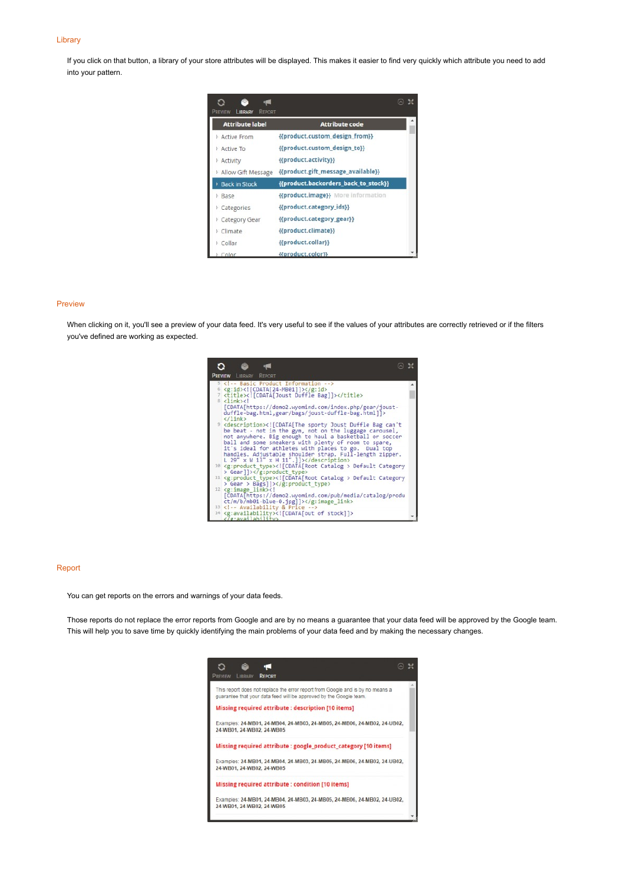## Library

If you click on that button, a library of your store attributes will be displayed. This makes it easier to find very quickly which attribute you need to add into your pattern.

| Attribute label | Attribute code |
| --- | --- |
| Active From | {{product.custom_design_from}} |
| Active To | {{product.custom_design_to}} |
| Activity | {{product.activity}} |
| Allow Gift Message | {{product.gift_message_available}} |
| Back in Stock | {{product.backorders_back_to_stock}} |
| Base | {{product.image}} More information |
| Categories | {{product.category_ids}} |
| Category Gear | {{product.category_gear}} |
| Climate | {{product.climate}} |
| Collar | {{product.collar}} |
| Color | {{product.color}} |

## Preview

When clicking on it, you'll see a preview of your data feed. It's very useful to see if the values of your attributes are correctly retrieved or if the filters you've defined are working as expected.

```
5  <!-- Basic Product Information -->
6  <g:id><![CDATA[24-MB01]]></g:id>
7  <title><![CDATA[Joust Duffle Bag]]></title>
8  <link><![CDATA[https://demo2.wyomind.com/index.php/gear/joust-duffle-bag.html,gear/bags/joust-duffle-bag.html]]></link>
9  <description><![CDATA[The sporty Joust Duffle Bag can't be beat - not in the gym, not on the luggage carousel, not anywhere. Big enough to haul a basketball or soccer ball and some sneakers with plenty of room to spare, it's ideal for athletes with places to go. Dual top handles. Adjustable shoulder strap. Full-length zipper. L 29" x W 13" x H 11".]]></description>
10 <g:product_type><![CDATA[Root Catalog > Default Category > Gear]]></g:product_type>
11 <g:product_type><![CDATA[Root Catalog > Default Category > Gear > Bags]]></g:product_type>
12 <g:image_link><![CDATA[https://demo2.wyomind.com/pub/media/catalog/product/m/b/mb01-blue-0.jpg]]></g:image_link>
13 <!-- Availability & Price -->
14 <g:availability><![CDATA[out of stock]]></g:availability>
```

## Report

You can get reports on the errors and warnings of your data feeds.

Those reports do not replace the error reports from Google and are by no means a guarantee that your data feed will be approved by the Google team. This will help you to save time by quickly identifying the main problems of your data feed and by making the necessary changes.

This report does not replace the error report from Google and is by no means a guarantee that your data feed will be approved by the Google team.

**Missing required attribute : description [10 items]**

Examples: 24-MB01, 24-MB04, 24-MB03, 24-MB05, 24-MB06, 24-MB02, 24-UB02, 24-WB01, 24-WB02, 24-WB05

**Missing required attribute : google_product_category [10 items]**

Examples: 24-MB01, 24-MB04, 24-MB03, 24-MB05, 24-MB06, 24-MB02, 24-UB02, 24-WB01, 24-WB02, 24-WB05

**Missing required attribute : condition [10 items]**

Examples: 24-MB01, 24-MB04, 24-MB03, 24-MB05, 24-MB06, 24-MB02, 24-UB02, 24-WB01, 24-WB02, 24-WB05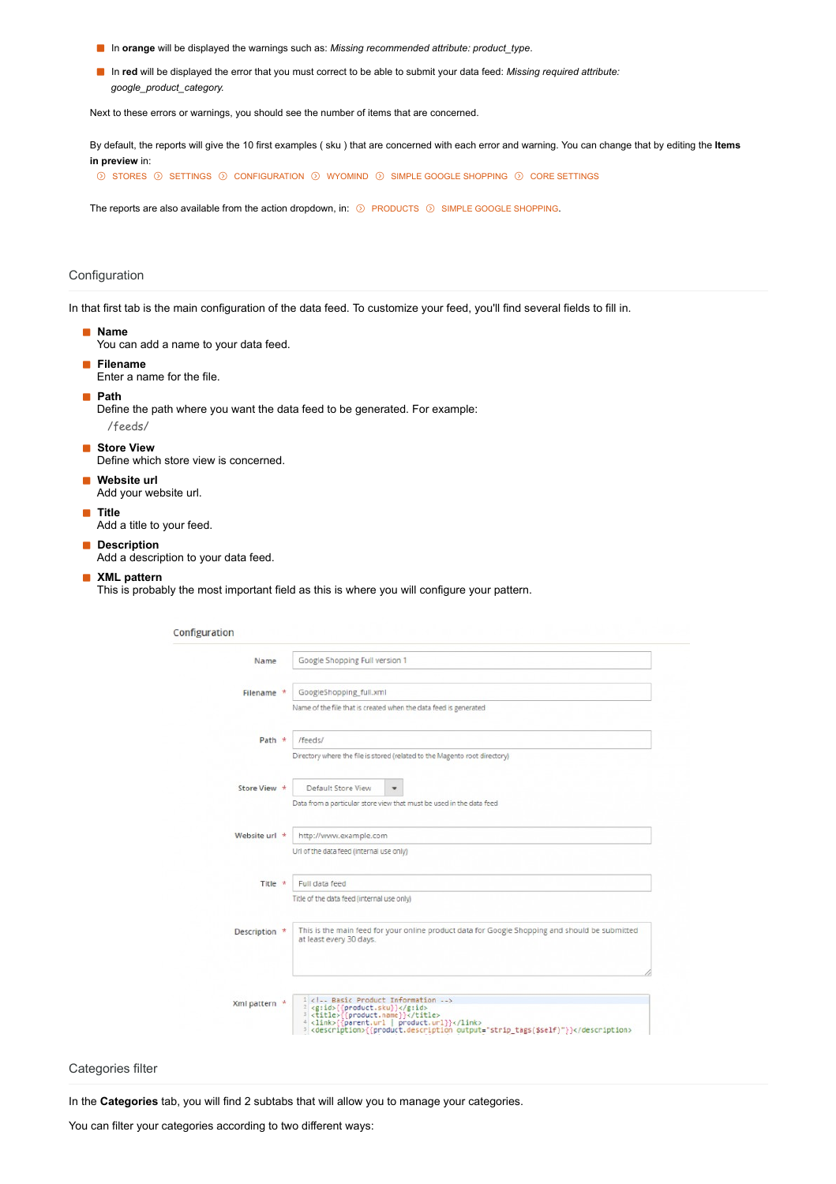- In **orange** will be displayed the warnings such as: *Missing recommended attribute: product_type*.
- In **red** will be displayed the error that you must correct to be able to submit your data feed: *Missing required attribute: google_product_category.*

Next to these errors or warnings, you should see the number of items that are concerned.

By default, the reports will give the 10 first examples ( sku ) that are concerned with each error and warning. You can change that by editing the **Items in preview** in:
STORES › SETTINGS › CONFIGURATION › WYOMIND › SIMPLE GOOGLE SHOPPING › CORE SETTINGS

The reports are also available from the action dropdown, in: PRODUCTS › SIMPLE GOOGLE SHOPPING.

## Configuration

In that first tab is the main configuration of the data feed. To customize your feed, you'll find several fields to fill in.

- **Name**
  You can add a name to your data feed.
- **Filename**
  Enter a name for the file.
- **Path**
  Define the path where you want the data feed to be generated. For example:
  `/feeds/`
- **Store View**
  Define which store view is concerned.
- **Website url**
  Add your website url.
- **Title**
  Add a title to your feed.
- **Description**
  Add a description to your data feed.
- **XML pattern**
  This is probably the most important field as this is where you will configure your pattern.

Configuration

Name: Google Shopping Full version 1

Filename *: GoogleShopping_full.xml
Name of the file that is created when the data feed is generated

Path *: /feeds/
Directory where the file is stored (related to the Magento root directory)

Store View *: Default Store View
Data from a particular store view that must be used in the data feed

Website url *: http://www.example.com
Url of the data feed (internal use only)

Title *: Full data feed
Title of the data feed (internal use only)

Description *: This is the main feed for your online product data for Google Shopping and should be submitted at least every 30 days.

Xml pattern *:

```
<!-- Basic Product Information -->
<g:id>{{product.sku}}</g:id>
<title>{{product.name}}</title>
<link>{{parent.url | product.url}}</link>
<description>{{product.description output="strip_tags($self)"}}</description>
```

## Categories filter

In the **Categories** tab, you will find 2 subtabs that will allow you to manage your categories.

You can filter your categories according to two different ways: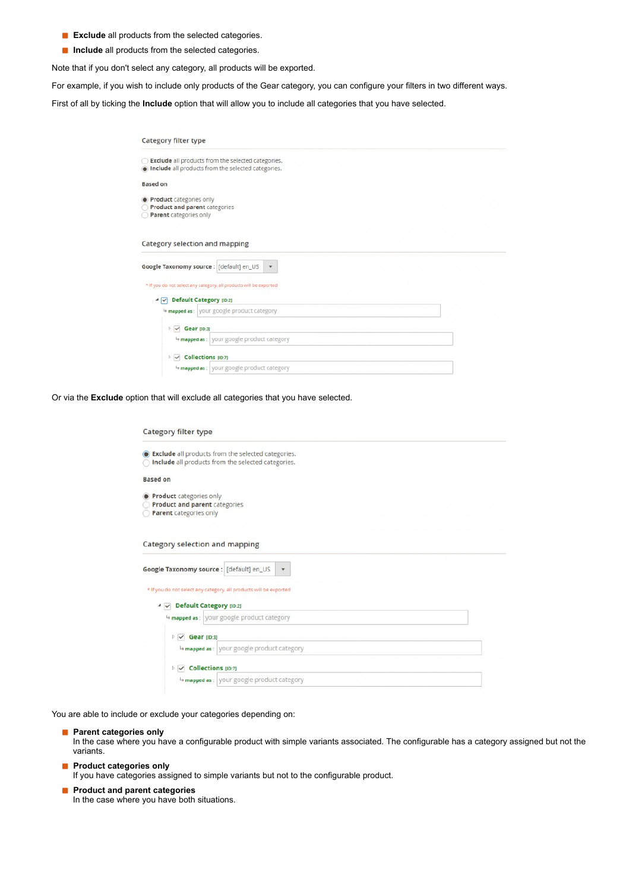- **Exclude** all products from the selected categories.
- **Include** all products from the selected categories.

Note that if you don't select any category, all products will be exported.

For example, if you wish to include only products of the Gear category, you can configure your filters in two different ways.

First of all by ticking the **Include** option that will allow you to include all categories that you have selected.

Category filter type

- Exclude all products from the selected categories.
- Include all products from the selected categories.

Based on

- Product categories only
- Product and parent categories
- Parent categories only

Category selection and mapping

Google Taxonomy source : [default] en_US

* If you do not select any category, all products will be exported

- Default Category [ID:2]
  - mapped as : your google product category
  - Gear [ID:3]
    - mapped as : your google product category
  - Collections [ID:7]
    - mapped as : your google product category

Or via the **Exclude** option that will exclude all categories that you have selected.

Category filter type

- Exclude all products from the selected categories.
- Include all products from the selected categories.

Based on

- Product categories only
- Product and parent categories
- Parent categories only

Category selection and mapping

Google Taxonomy source : [default] en_US

* If you do not select any category, all products will be exported

- Default Category [ID:2]
  - mapped as : your google product category
  - Gear [ID:3]
    - mapped as : your google product category
  - Collections [ID:7]
    - mapped as : your google product category

You are able to include or exclude your categories depending on:

- **Parent categories only**
  In the case where you have a configurable product with simple variants associated. The configurable has a category assigned but not the variants.
- **Product categories only**
  If you have categories assigned to simple variants but not to the configurable product.
- **Product and parent categories**
  In the case where you have both situations.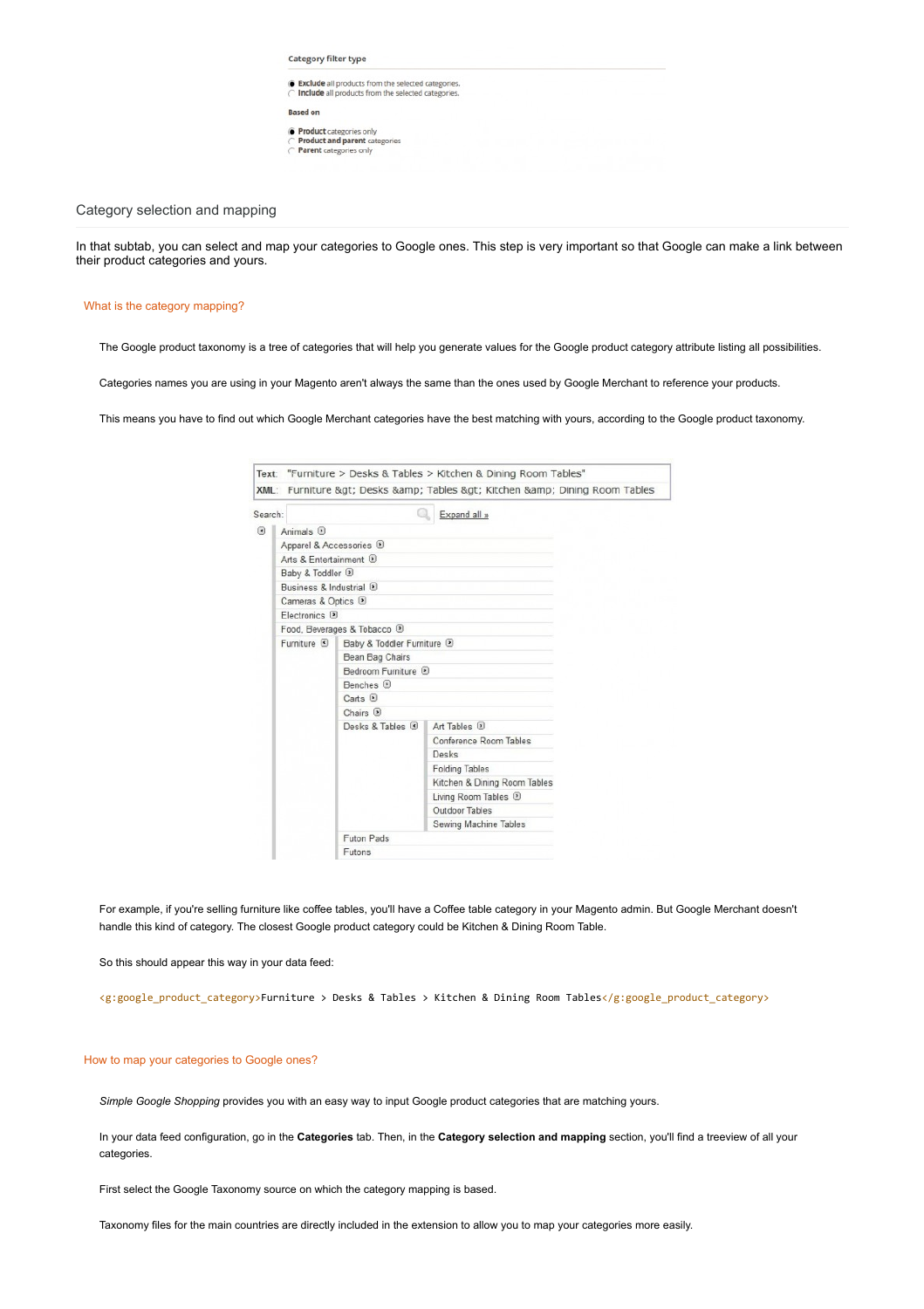Category filter type

- **Exclude** all products from the selected categories.
- **Include** all products from the selected categories.

**Based on**

- **Product** categories only
- **Product and parent** categories
- **Parent** categories only

## Category selection and mapping

In that subtab, you can select and map your categories to Google ones. This step is very important so that Google can make a link between their product categories and yours.

### What is the category mapping?

The Google product taxonomy is a tree of categories that will help you generate values for the Google product category attribute listing all possibilities.

Categories names you are using in your Magento aren't always the same than the ones used by Google Merchant to reference your products.

This means you have to find out which Google Merchant categories have the best matching with yours, according to the Google product taxonomy.

Text: "Furniture > Desks & Tables > Kitchen & Dining Room Tables"
XML: Furniture &gt; Desks &amp; Tables &gt; Kitchen &amp; Dining Room Tables

Search: Expand all »

- Animals
- Apparel & Accessories
- Arts & Entertainment
- Baby & Toddler
- Business & Industrial
- Cameras & Optics
- Electronics
- Food, Beverages & Tobacco
- Furniture
  - Baby & Toddler Furniture
  - Bean Bag Chairs
  - Bedroom Furniture
  - Benches
  - Carts
  - Chairs
  - Desks & Tables
    - Art Tables
    - Conference Room Tables
    - Desks
    - Folding Tables
    - Kitchen & Dining Room Tables
    - Living Room Tables
    - Outdoor Tables
    - Sewing Machine Tables
  - Futon Pads
  - Futons

For example, if you're selling furniture like coffee tables, you'll have a Coffee table category in your Magento admin. But Google Merchant doesn't handle this kind of category. The closest Google product category could be Kitchen & Dining Room Table.

So this should appear this way in your data feed:

```
<g:google_product_category>Furniture > Desks & Tables > Kitchen & Dining Room Tables</g:google_product_category>
```

### How to map your categories to Google ones?

*Simple Google Shopping* provides you with an easy way to input Google product categories that are matching yours.

In your data feed configuration, go in the **Categories** tab. Then, in the **Category selection and mapping** section, you'll find a treeview of all your categories.

First select the Google Taxonomy source on which the category mapping is based.

Taxonomy files for the main countries are directly included in the extension to allow you to map your categories more easily.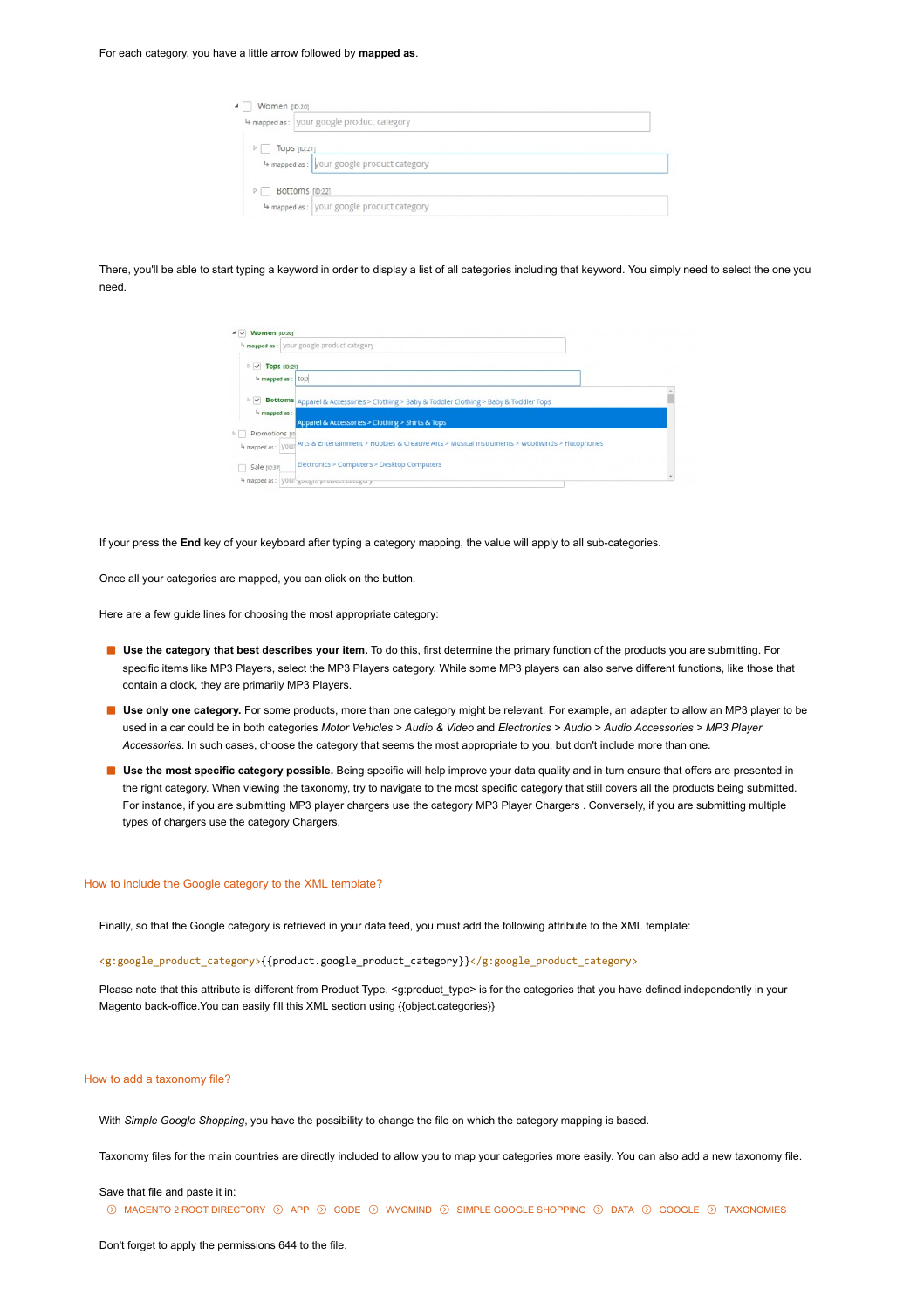For each category, you have a little arrow followed by **mapped as**.

There, you'll be able to start typing a keyword in order to display a list of all categories including that keyword. You simply need to select the one you need.

If your press the **End** key of your keyboard after typing a category mapping, the value will apply to all sub-categories.

Once all your categories are mapped, you can click on the button.

Here are a few guide lines for choosing the most appropriate category:

- **Use the category that best describes your item.** To do this, first determine the primary function of the products you are submitting. For specific items like MP3 Players, select the MP3 Players category. While some MP3 players can also serve different functions, like those that contain a clock, they are primarily MP3 Players.
- **Use only one category.** For some products, more than one category might be relevant. For example, an adapter to allow an MP3 player to be used in a car could be in both categories *Motor Vehicles > Audio & Video* and *Electronics > Audio > Audio Accessories > MP3 Player Accessories*. In such cases, choose the category that seems the most appropriate to you, but don't include more than one.
- **Use the most specific category possible.** Being specific will help improve your data quality and in turn ensure that offers are presented in the right category. When viewing the taxonomy, try to navigate to the most specific category that still covers all the products being submitted. For instance, if you are submitting MP3 player chargers use the category MP3 Player Chargers . Conversely, if you are submitting multiple types of chargers use the category Chargers.

## How to include the Google category to the XML template?

Finally, so that the Google category is retrieved in your data feed, you must add the following attribute to the XML template:

```
<g:google_product_category>{{product.google_product_category}}</g:google_product_category>
```

Please note that this attribute is different from Product Type. <g:product_type> is for the categories that you have defined independently in your Magento back-office.You can easily fill this XML section using {{object.categories}}

## How to add a taxonomy file?

With *Simple Google Shopping*, you have the possibility to change the file on which the category mapping is based.

Taxonomy files for the main countries are directly included to allow you to map your categories more easily. You can also add a new taxonomy file.

Save that file and paste it in:

MAGENTO 2 ROOT DIRECTORY > APP > CODE > WYOMIND > SIMPLE GOOGLE SHOPPING > DATA > GOOGLE > TAXONOMIES

Don't forget to apply the permissions 644 to the file.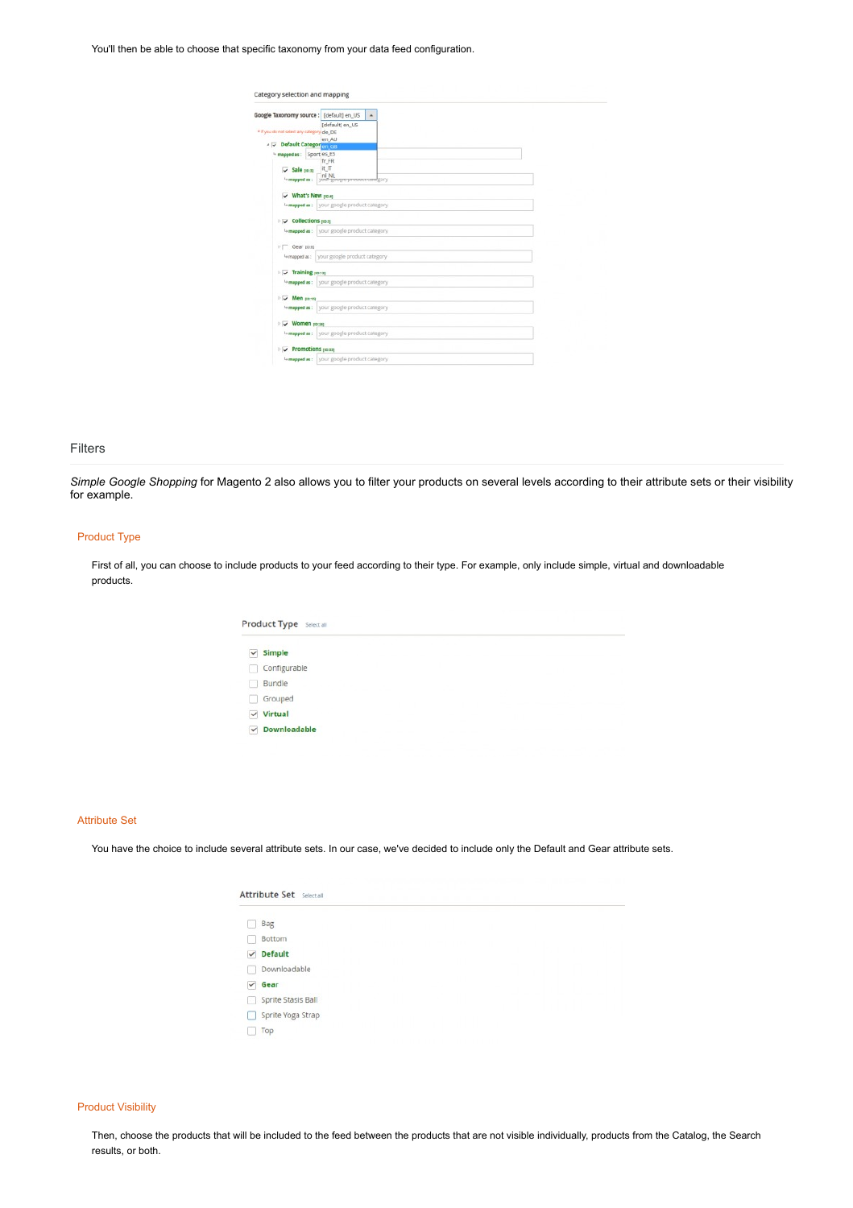You'll then be able to choose that specific taxonomy from your data feed configuration.

## Filters

*Simple Google Shopping* for Magento 2 also allows you to filter your products on several levels according to their attribute sets or their visibility for example.

### Product Type

First of all, you can choose to include products to your feed according to their type. For example, only include simple, virtual and downloadable products.

### Attribute Set

You have the choice to include several attribute sets. In our case, we've decided to include only the Default and Gear attribute sets.

### Product Visibility

Then, choose the products that will be included to the feed between the products that are not visible individually, products from the Catalog, the Search results, or both.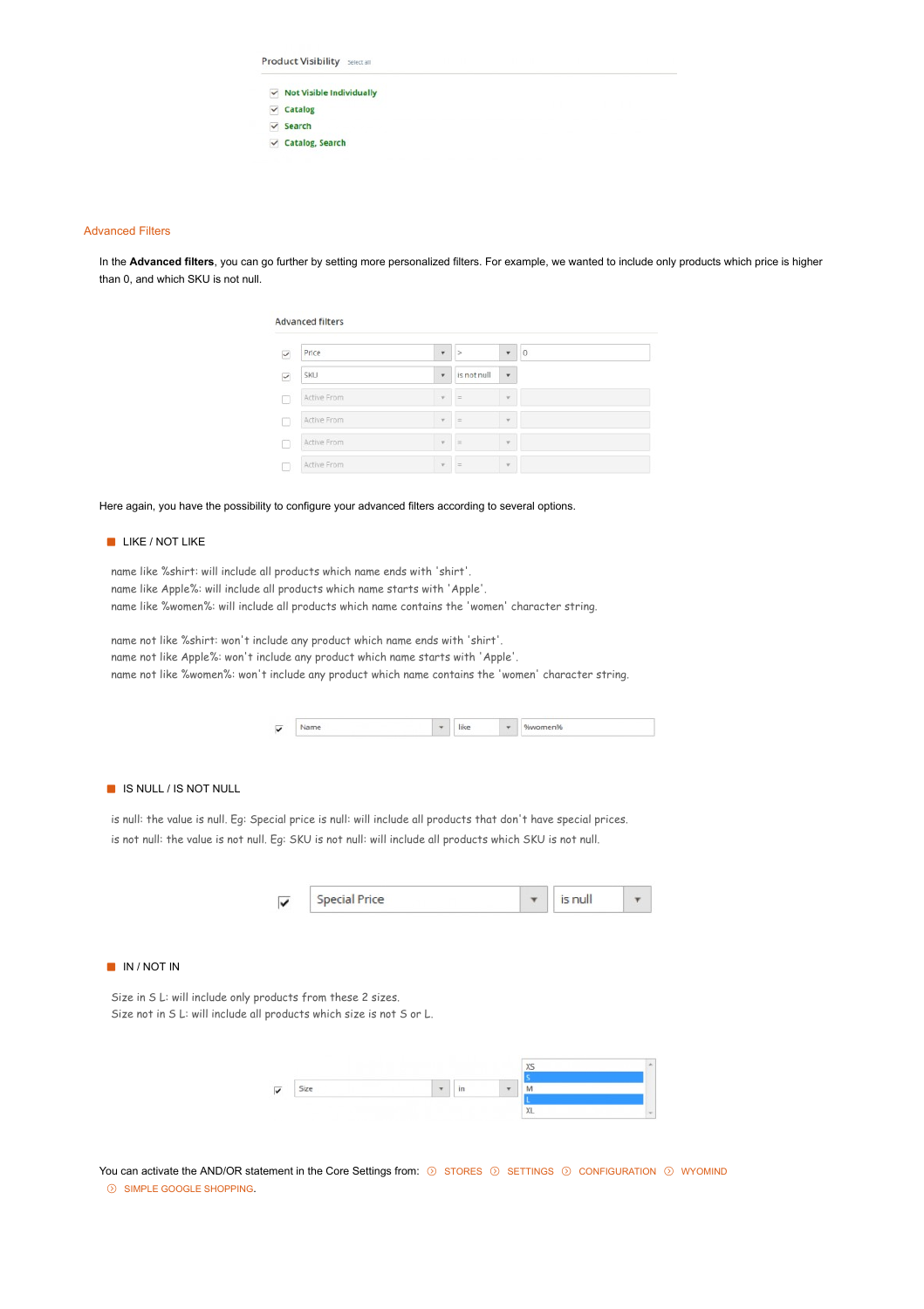Product Visibility Select all

- Not Visible Individually
- Catalog
- Search
- Catalog, Search

## Advanced Filters

In the **Advanced filters**, you can go further by setting more personalized filters. For example, we wanted to include only products which price is higher than 0, and which SKU is not null.

Advanced filters

| | | | |
|---|---|---|---|
| ☑ | Price | > | 0 |
| ☑ | SKU | is not null | |
| ☐ | Active From | = | |
| ☐ | Active From | = | |
| ☐ | Active From | = | |
| ☐ | Active From | = | |

Here again, you have the possibility to configure your advanced filters according to several options.

- LIKE / NOT LIKE

name like %shirt: will include all products which name ends with 'shirt'.
name like Apple%: will include all products which name starts with 'Apple'.
name like %women%: will include all products which name contains the 'women' character string.

name not like %shirt: won't include any product which name ends with 'shirt'.
name not like Apple%: won't include any product which name starts with 'Apple'.
name not like %women%: won't include any product which name contains the 'women' character string.

| | | | |
|---|---|---|---|
| ☑ | Name | like | %women% |

- IS NULL / IS NOT NULL

is null: the value is null. Eg: Special price is null: will include all products that don't have special prices.
is not null: the value is not null. Eg: SKU is not null: will include all products which SKU is not null.

| | | |
|---|---|---|
| ☑ | Special Price | is null |

- IN / NOT IN

Size in S L: will include only products from these 2 sizes.
Size not in S L: will include all products which size is not S or L.

| | | | |
|---|---|---|---|
| ☑ | Size | in | XS, S, M, L, XL |

You can activate the AND/OR statement in the Core Settings from: STORES > SETTINGS > CONFIGURATION > WYOMIND > SIMPLE GOOGLE SHOPPING.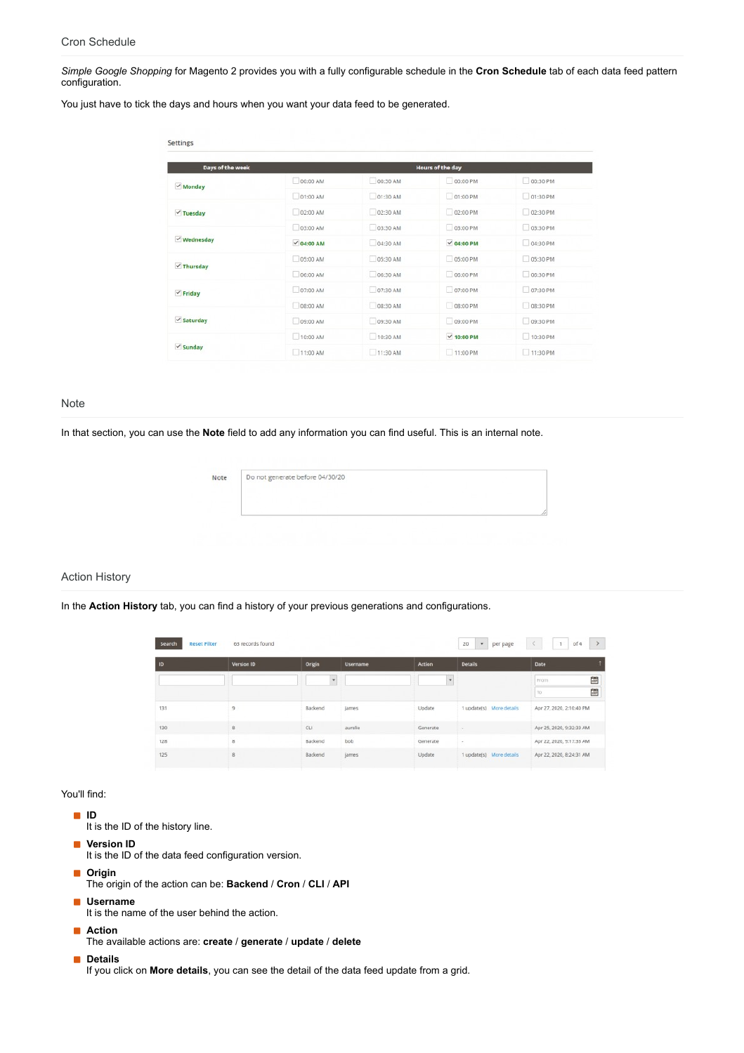## Cron Schedule

*Simple Google Shopping* for Magento 2 provides you with a fully configurable schedule in the **Cron Schedule** tab of each data feed pattern configuration.

You just have to tick the days and hours when you want your data feed to be generated.

## Note

In that section, you can use the **Note** field to add any information you can find useful. This is an internal note.

## Action History

In the **Action History** tab, you can find a history of your previous generations and configurations.

You'll find:

- **ID**
  It is the ID of the history line.
- **Version ID**
  It is the ID of the data feed configuration version.
- **Origin**
  The origin of the action can be: **Backend** / **Cron** / **CLI** / **API**
- **Username**
  It is the name of the user behind the action.
- **Action**
  The available actions are: **create** / **generate** / **update** / **delete**
- **Details**
  If you click on **More details**, you can see the detail of the data feed update from a grid.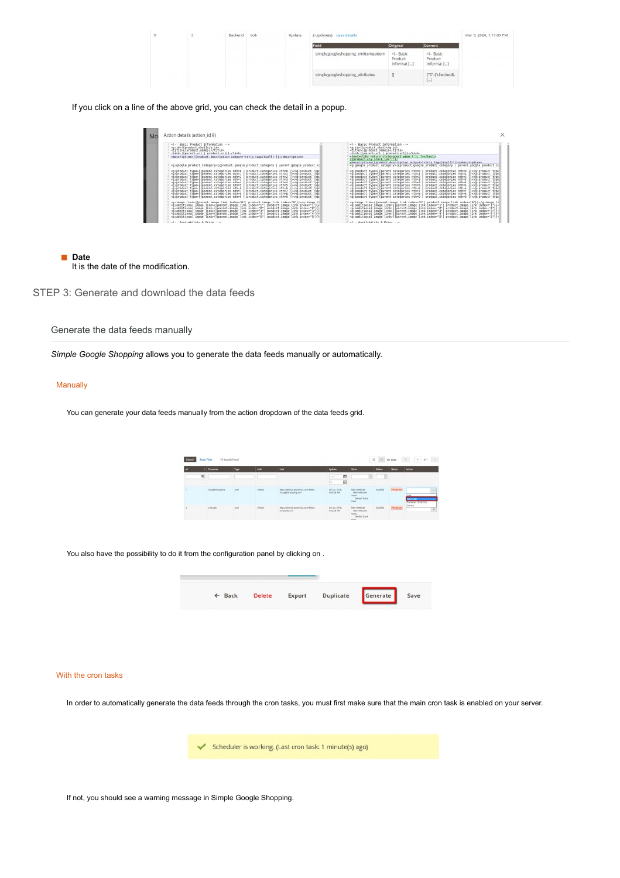If you click on a line of the above grid, you can check the detail in a popup.

- **Date**
  It is the date of the modification.

## STEP 3: Generate and download the data feeds

### Generate the data feeds manually

*Simple Google Shopping* allows you to generate the data feeds manually or automatically.

#### Manually

You can generate your data feeds manually from the action dropdown of the data feeds grid.

You also have the possibility to do it from the configuration panel by clicking on .

#### With the cron tasks

In order to automatically generate the data feeds through the cron tasks, you must first make sure that the main cron task is enabled on your server.

If not, you should see a warning message in Simple Google Shopping.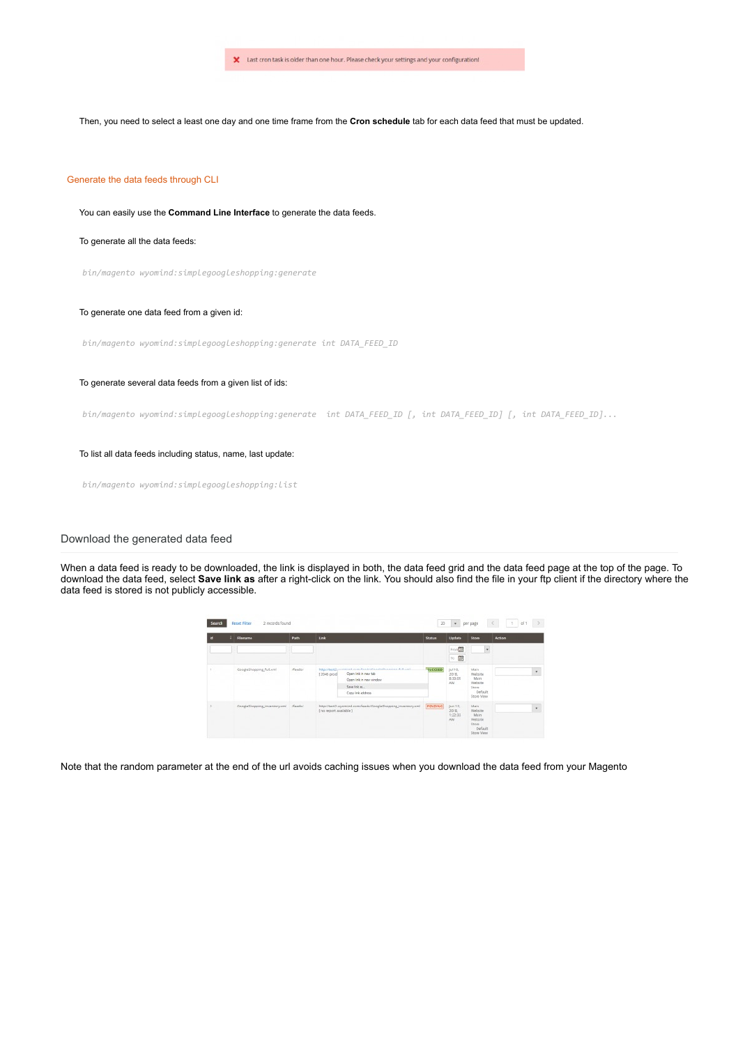Last cron task is older than one hour. Please check your settings and your configuration!

Then, you need to select a least one day and one time frame from the **Cron schedule** tab for each data feed that must be updated.

### Generate the data feeds through CLI

You can easily use the **Command Line Interface** to generate the data feeds.

To generate all the data feeds:

```
bin/magento wyomind:simplegoogleshopping:generate
```

To generate one data feed from a given id:

```
bin/magento wyomind:simplegoogleshopping:generate int DATA_FEED_ID
```

To generate several data feeds from a given list of ids:

```
bin/magento wyomind:simplegoogleshopping:generate  int DATA_FEED_ID [, int DATA_FEED_ID] [, int DATA_FEED_ID]...
```

To list all data feeds including status, name, last update:

```
bin/magento wyomind:simplegoogleshopping:list
```

## Download the generated data feed

When a data feed is ready to be downloaded, the link is displayed in both, the data feed grid and the data feed page at the top of the page. To download the data feed, select **Save link as** after a right-click on the link. You should also find the file in your ftp client if the directory where the data feed is stored is not publicly accessible.

Note that the random parameter at the end of the url avoids caching issues when you download the data feed from your Magento